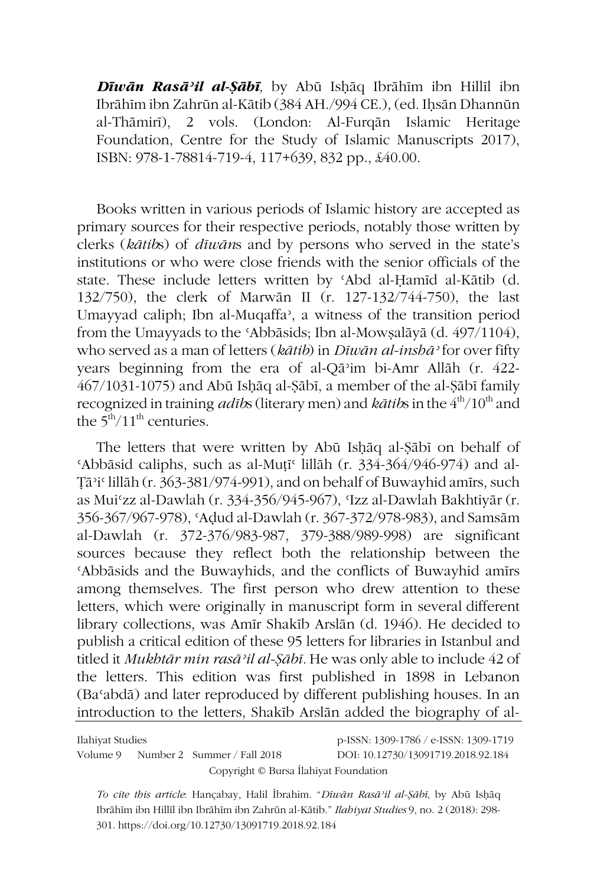***Dīwān Rasāʾil al-Ṣābī***, by Abū Isḥāq Ibrāhīm ibn Hillīl ibn Ibrāhīm ibn Zahrūn al-Kātib (384 AH./994 CE.), (ed. Iḥsān Dhannūn al-Thāmirī), 2 vols. (London: Al-Furqān Islamic Heritage Foundation, Centre for the Study of Islamic Manuscripts 2017), ISBN: 978-1-78814-719-4, 117+639, 832 pp., £40.00.

Books written in various periods of Islamic history are accepted as primary sources for their respective periods, notably those written by clerks (*kātib*s) of *dīwān*s and by persons who served in the state's institutions or who were close friends with the senior officials of the state. These include letters written by ʿAbd al-Ḥamīd al-Kātib (d. 132/750), the clerk of Marwān II (r. 127-132/744-750), the last Umayyad caliph; Ibn al-Muqaffaʿ, a witness of the transition period from the Umayyads to the ʿAbbāsids; Ibn al-Mowṣalāyā (d. 497/1104), who served as a man of letters (*kātib*) in *Dīwān al-inshāʾ* for over fifty years beginning from the era of al-Qāʾim bi-Amr Allāh (r. 422-467/1031-1075) and Abū Isḥāq al-Ṣābī, a member of the al-Ṣābī family recognized in training *adīb*s (literary men) and *kātib*s in the 4th/10th and the 5th/11th centuries.

The letters that were written by Abū Isḥāq al-Ṣābī on behalf of ʿAbbāsid caliphs, such as al-Muṭīʿ lillāh (r. 334-364/946-974) and al-Ṭāʾiʿ lillāh (r. 363-381/974-991), and on behalf of Buwayhid amīrs, such as Muiʿzz al-Dawlah (r. 334-356/945-967), ʿIzz al-Dawlah Bakhtiyār (r. 356-367/967-978), ʿAḍud al-Dawlah (r. 367-372/978-983), and Samsām al-Dawlah (r. 372-376/983-987, 379-388/989-998) are significant sources because they reflect both the relationship between the ʿAbbāsids and the Buwayhids, and the conflicts of Buwayhid amīrs among themselves. The first person who drew attention to these letters, which were originally in manuscript form in several different library collections, was Amīr Shakīb Arslān (d. 1946). He decided to publish a critical edition of these 95 letters for libraries in Istanbul and titled it *Mukhtār min rasāʾil al-Ṣābī*. He was only able to include 42 of the letters. This edition was first published in 1898 in Lebanon (Baʿabdā) and later reproduced by different publishing houses. In an introduction to the letters, Shakīb Arslān added the biography of al-

*To cite this article*: Hançabay, Halil İbrahim. "*Dīwān Rasāʾil al-Ṣābī*, by Abū Isḥāq Ibrāhīm ibn Hillīl ibn Ibrāhīm ibn Zahrūn al-Kātib." *Ilahiyat Studies* 9, no. 2 (2018): 298-301. https://doi.org/10.12730/13091719.2018.92.184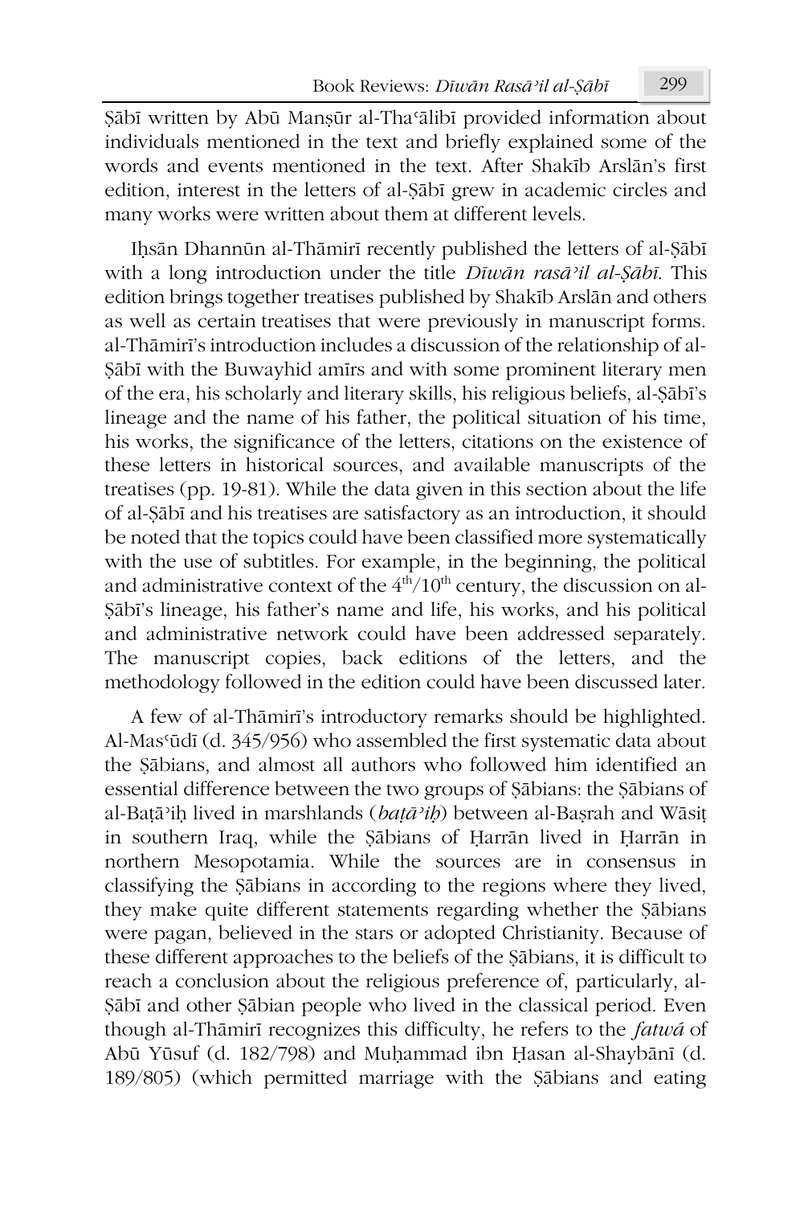Ṣābī written by Abū Manṣūr al-Thaʿālibī provided information about individuals mentioned in the text and briefly explained some of the words and events mentioned in the text. After Shakīb Arslān's first edition, interest in the letters of al-Ṣābī grew in academic circles and many works were written about them at different levels.

Iḥsān Dhannūn al-Thāmirī recently published the letters of al-Ṣābī with a long introduction under the title *Dīwān rasāʾil al-Ṣābī*. This edition brings together treatises published by Shakīb Arslān and others as well as certain treatises that were previously in manuscript forms. al-Thāmirī's introduction includes a discussion of the relationship of al-Ṣābī with the Buwayhid amīrs and with some prominent literary men of the era, his scholarly and literary skills, his religious beliefs, al-Ṣābī's lineage and the name of his father, the political situation of his time, his works, the significance of the letters, citations on the existence of these letters in historical sources, and available manuscripts of the treatises (pp. 19-81). While the data given in this section about the life of al-Ṣābī and his treatises are satisfactory as an introduction, it should be noted that the topics could have been classified more systematically with the use of subtitles. For example, in the beginning, the political and administrative context of the 4th/10th century, the discussion on al-Ṣābī's lineage, his father's name and life, his works, and his political and administrative network could have been addressed separately. The manuscript copies, back editions of the letters, and the methodology followed in the edition could have been discussed later.

A few of al-Thāmirī's introductory remarks should be highlighted. Al-Masʿūdī (d. 345/956) who assembled the first systematic data about the Ṣābians, and almost all authors who followed him identified an essential difference between the two groups of Ṣābians: the Ṣābians of al-Baṭāʾiḥ lived in marshlands (*baṭāʾiḥ*) between al-Baṣrah and Wāsiṭ in southern Iraq, while the Ṣābians of Ḥarrān lived in Ḥarrān in northern Mesopotamia. While the sources are in consensus in classifying the Ṣābians in according to the regions where they lived, they make quite different statements regarding whether the Ṣābians were pagan, believed in the stars or adopted Christianity. Because of these different approaches to the beliefs of the Ṣābians, it is difficult to reach a conclusion about the religious preference of, particularly, al-Ṣābī and other Ṣābian people who lived in the classical period. Even though al-Thāmirī recognizes this difficulty, he refers to the *fatwá* of Abū Yūsuf (d. 182/798) and Muḥammad ibn Ḥasan al-Shaybānī (d. 189/805) (which permitted marriage with the Ṣābians and eating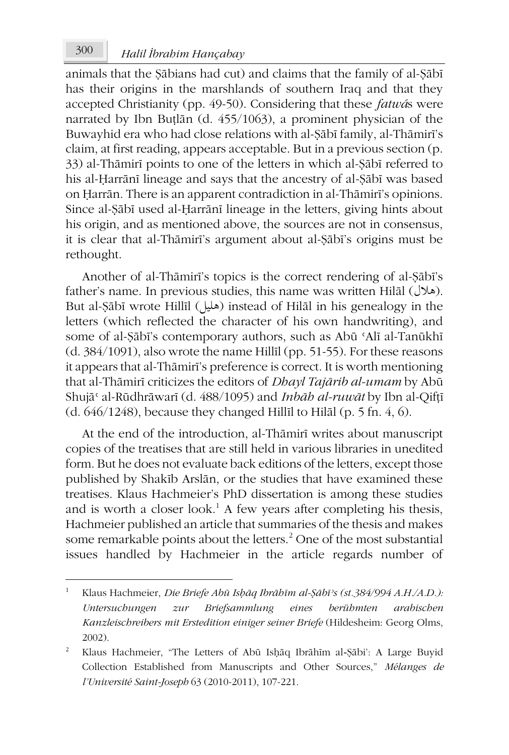animals that the Ṣābians had cut) and claims that the family of al-Ṣābī has their origins in the marshlands of southern Iraq and that they accepted Christianity (pp. 49-50). Considering that these *fatwá*s were narrated by Ibn Buṭlān (d. 455/1063), a prominent physician of the Buwayhid era who had close relations with al-Ṣābī family, al-Thāmirī's claim, at first reading, appears acceptable. But in a previous section (p. 33) al-Thāmirī points to one of the letters in which al-Ṣābī referred to his al-Ḥarrānī lineage and says that the ancestry of al-Ṣābī was based on Ḥarrān. There is an apparent contradiction in al-Thāmirī's opinions. Since al-Ṣābī used al-Ḥarrānī lineage in the letters, giving hints about his origin, and as mentioned above, the sources are not in consensus, it is clear that al-Thāmirī's argument about al-Ṣābī's origins must be rethought.

Another of al-Thāmirī's topics is the correct rendering of al-Ṣābī's father's name. In previous studies, this name was written Hilāl (هلال). But al-Ṣābī wrote Hillīl (هليل) instead of Hilāl in his genealogy in the letters (which reflected the character of his own handwriting), and some of al-Ṣābī's contemporary authors, such as Abū ʿAlī al-Tanūkhī (d. 384/1091), also wrote the name Hillīl (pp. 51-55). For these reasons it appears that al-Thāmirī's preference is correct. It is worth mentioning that al-Thāmirī criticizes the editors of *Dhayl Tajārib al-umam* by Abū Shujāʿ al-Rūdhrāwarī (d. 488/1095) and *Inbāh al-ruwāt* by Ibn al-Qifṭī (d. 646/1248), because they changed Hillīl to Hilāl (p. 5 fn. 4, 6).

At the end of the introduction, al-Thāmirī writes about manuscript copies of the treatises that are still held in various libraries in unedited form. But he does not evaluate back editions of the letters, except those published by Shakīb Arslān, or the studies that have examined these treatises. Klaus Hachmeier's PhD dissertation is among these studies and is worth a closer look.[1] A few years after completing his thesis, Hachmeier published an article that summaries of the thesis and makes some remarkable points about the letters.[2] One of the most substantial issues handled by Hachmeier in the article regards number of

---

[1] Klaus Hachmeier, *Die Briefe Abū Isḥāq Ibrāhīm al-Ṣābī's (st.384/994 A.H./A.D.): Untersuchungen zur Briefsammlung eines berühmten arabischen Kanzleischreibers mit Erstedition einiger seiner Briefe* (Hildesheim: Georg Olms, 2002).

[2] Klaus Hachmeier, "The Letters of Abū Isḥāq Ibrāhīm al-Ṣābi': A Large Buyid Collection Established from Manuscripts and Other Sources," *Mélanges de l'Université Saint-Joseph* 63 (2010-2011), 107-221.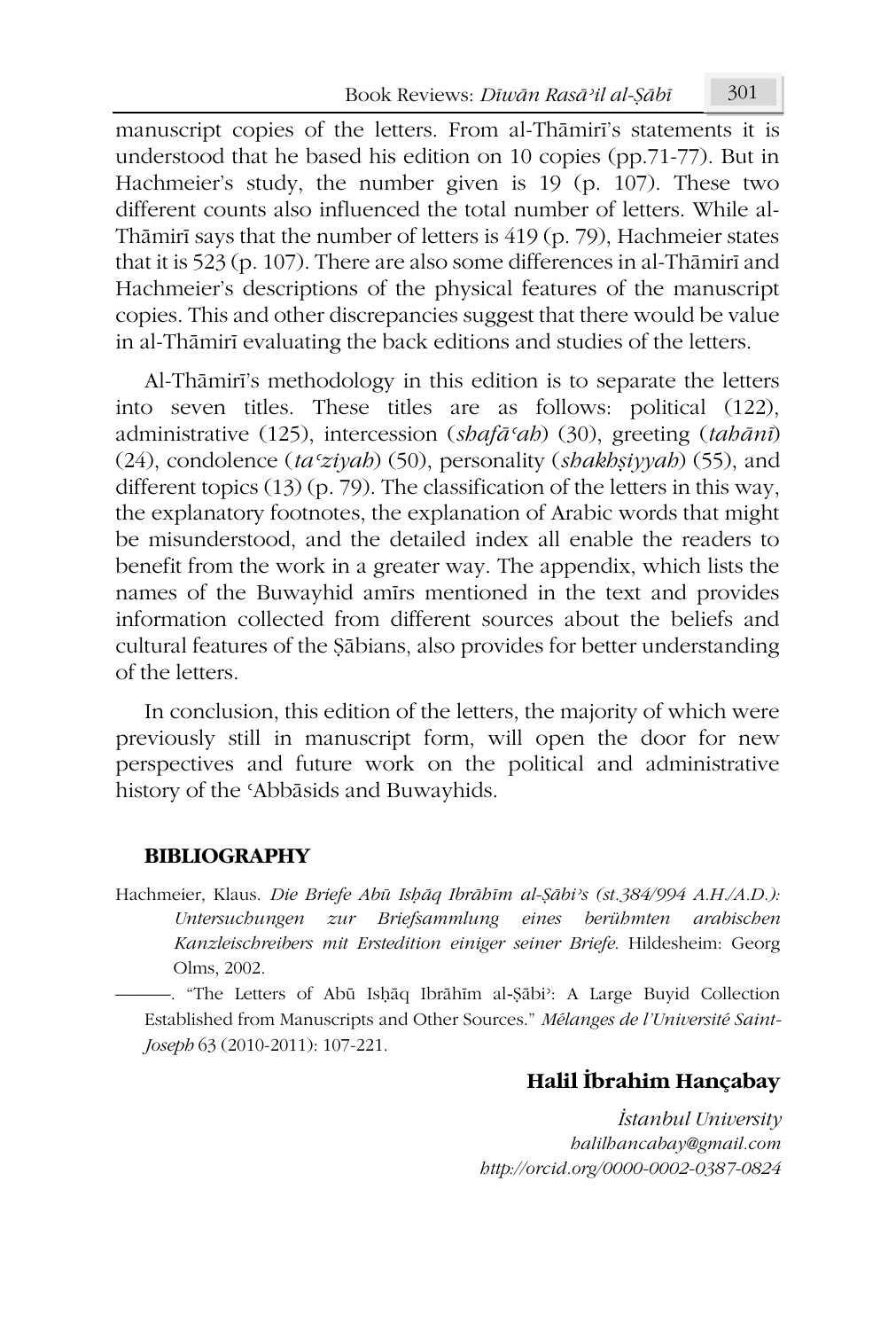manuscript copies of the letters. From al-Thāmirī's statements it is understood that he based his edition on 10 copies (pp.71-77). But in Hachmeier's study, the number given is 19 (p. 107). These two different counts also influenced the total number of letters. While al-Thāmirī says that the number of letters is 419 (p. 79), Hachmeier states that it is 523 (p. 107). There are also some differences in al-Thāmirī and Hachmeier's descriptions of the physical features of the manuscript copies. This and other discrepancies suggest that there would be value in al-Thāmirī evaluating the back editions and studies of the letters.

Al-Thāmirī's methodology in this edition is to separate the letters into seven titles. These titles are as follows: political (122), administrative (125), intercession (*shafāʿah*) (30), greeting (*tahānī*) (24), condolence (*taʿziyah*) (50), personality (*shakhṣiyyah*) (55), and different topics (13) (p. 79). The classification of the letters in this way, the explanatory footnotes, the explanation of Arabic words that might be misunderstood, and the detailed index all enable the readers to benefit from the work in a greater way. The appendix, which lists the names of the Buwayhid amīrs mentioned in the text and provides information collected from different sources about the beliefs and cultural features of the Ṣābians, also provides for better understanding of the letters.

In conclusion, this edition of the letters, the majority of which were previously still in manuscript form, will open the door for new perspectives and future work on the political and administrative history of the ʿAbbāsids and Buwayhids.

## BIBLIOGRAPHY

Hachmeier, Klaus. *Die Briefe Abū Isḥāq Ibrāhīm al-Ṣābiʾs (st.384/994 A.H./A.D.): Untersuchungen zur Briefsammlung eines berühmten arabischen Kanzleischreibers mit Erstedition einiger seiner Briefe.* Hildesheim: Georg Olms, 2002.

———. "The Letters of Abū Isḥāq Ibrāhīm al-Ṣābiʾ: A Large Buyid Collection Established from Manuscripts and Other Sources." *Mélanges de l'Université Saint-Joseph* 63 (2010-2011): 107-221.

**Halil İbrahim Hançabay**

*İstanbul University*

*halilhancabay@gmail.com*

*http://orcid.org/0000-0002-0387-0824*